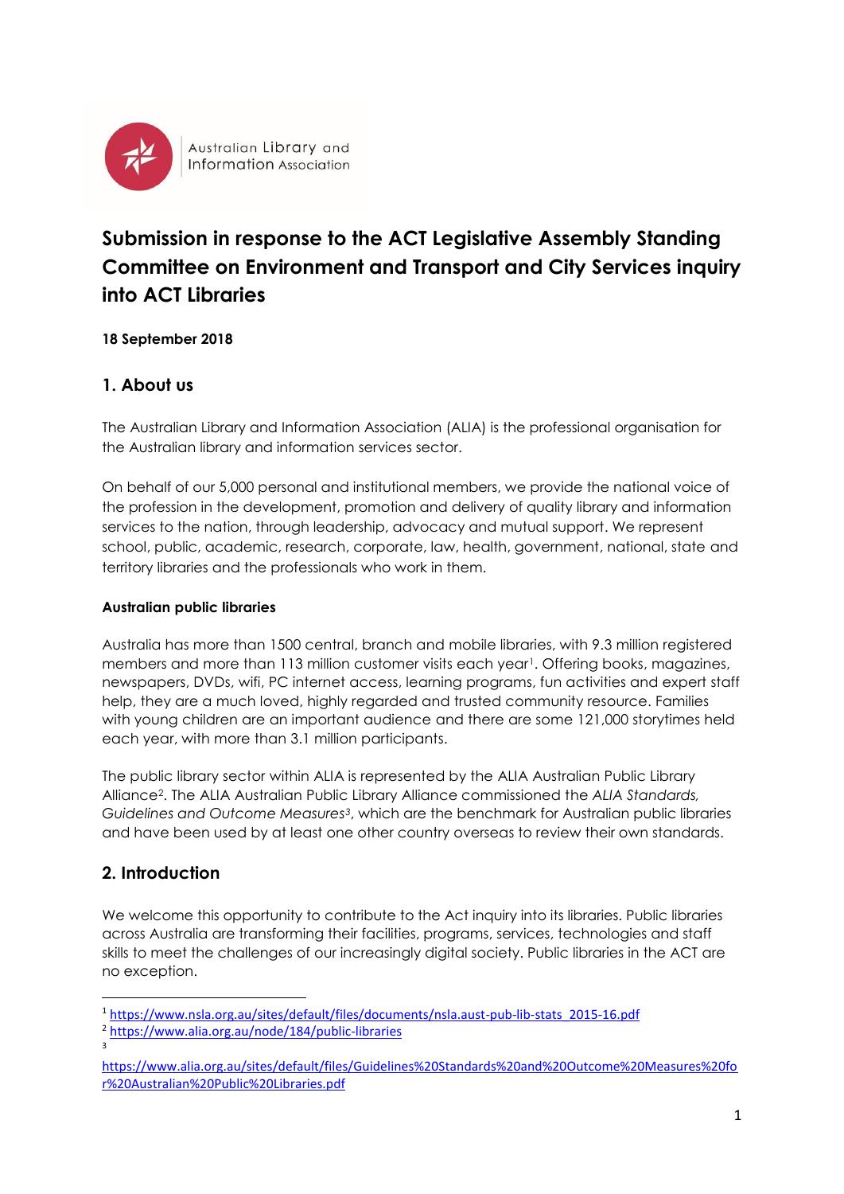Australian Library and Information Association

# Submission in response to the ACT Legislative Assembly Standing Committee on Environment and Transport and City Services inquiry into ACT Libraries

**18 September 2018**

## 1. About us

The Australian Library and Information Association (ALIA) is the professional organisation for the Australian library and information services sector.

On behalf of our 5,000 personal and institutional members, we provide the national voice of the profession in the development, promotion and delivery of quality library and information services to the nation, through leadership, advocacy and mutual support. We represent school, public, academic, research, corporate, law, health, government, national, state and territory libraries and the professionals who work in them.

### Australian public libraries

Australia has more than 1500 central, branch and mobile libraries, with 9.3 million registered members and more than 113 million customer visits each year[1]. Offering books, magazines, newspapers, DVDs, wifi, PC internet access, learning programs, fun activities and expert staff help, they are a much loved, highly regarded and trusted community resource. Families with young children are an important audience and there are some 121,000 storytimes held each year, with more than 3.1 million participants.

The public library sector within ALIA is represented by the ALIA Australian Public Library Alliance[2]. The ALIA Australian Public Library Alliance commissioned the *ALIA Standards, Guidelines and Outcome Measures*[3], which are the benchmark for Australian public libraries and have been used by at least one other country overseas to review their own standards.

## 2. Introduction

We welcome this opportunity to contribute to the Act inquiry into its libraries. Public libraries across Australia are transforming their facilities, programs, services, technologies and staff skills to meet the challenges of our increasingly digital society. Public libraries in the ACT are no exception.

---

[1] https://www.nsla.org.au/sites/default/files/documents/nsla.aust-pub-lib-stats_2015-16.pdf

[2] https://www.alia.org.au/node/184/public-libraries

[3] https://www.alia.org.au/sites/default/files/Guidelines%20Standards%20and%20Outcome%20Measures%20for%20Australian%20Public%20Libraries.pdf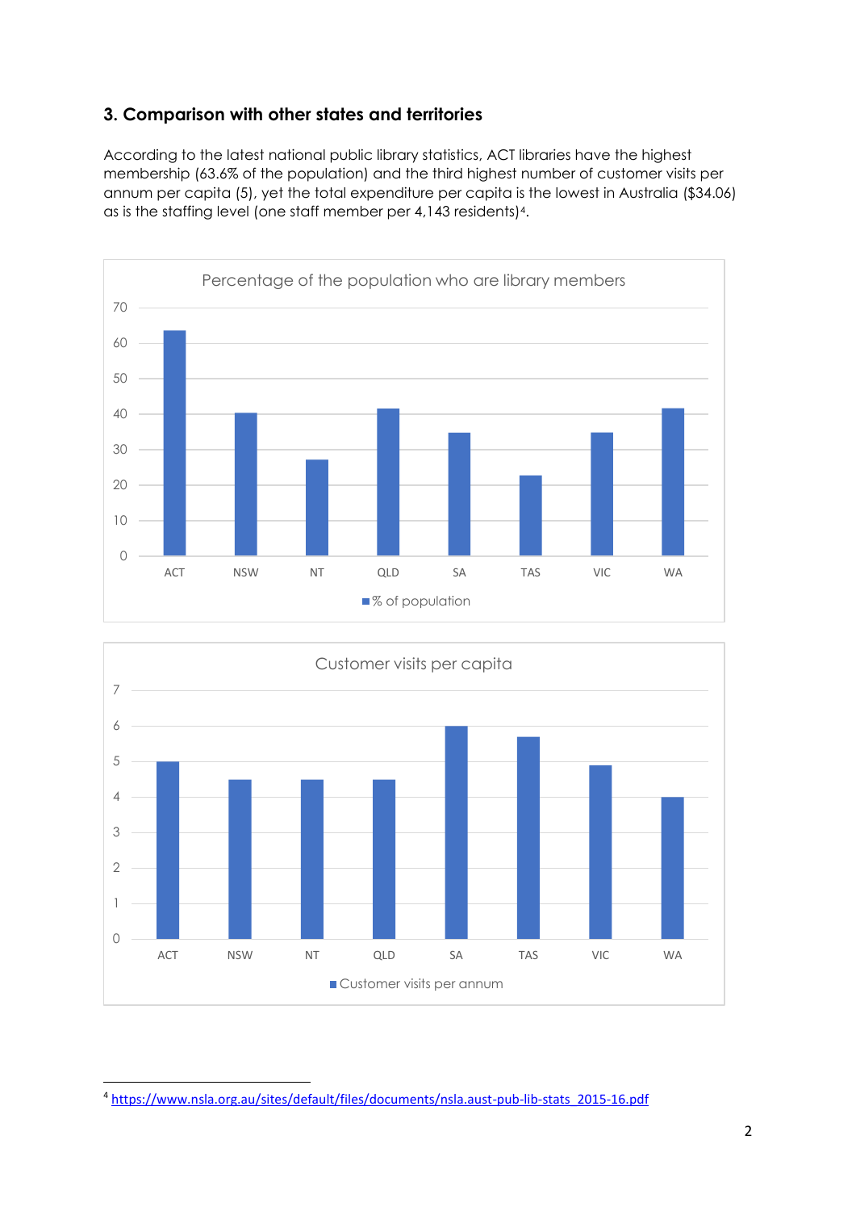### 3. Comparison with other states and territories

According to the latest national public library statistics, ACT libraries have the highest membership (63.6% of the population) and the third highest number of customer visits per annum per capita (5), yet the total expenditure per capita is the lowest in Australia ($34.06) as is the staffing level (one staff member per 4,143 residents)[4].

Percentage of the population who are library members

% of population

Customer visits per capita

Customer visits per annum

[4] https://www.nsla.org.au/sites/default/files/documents/nsla.aust-pub-lib-stats_2015-16.pdf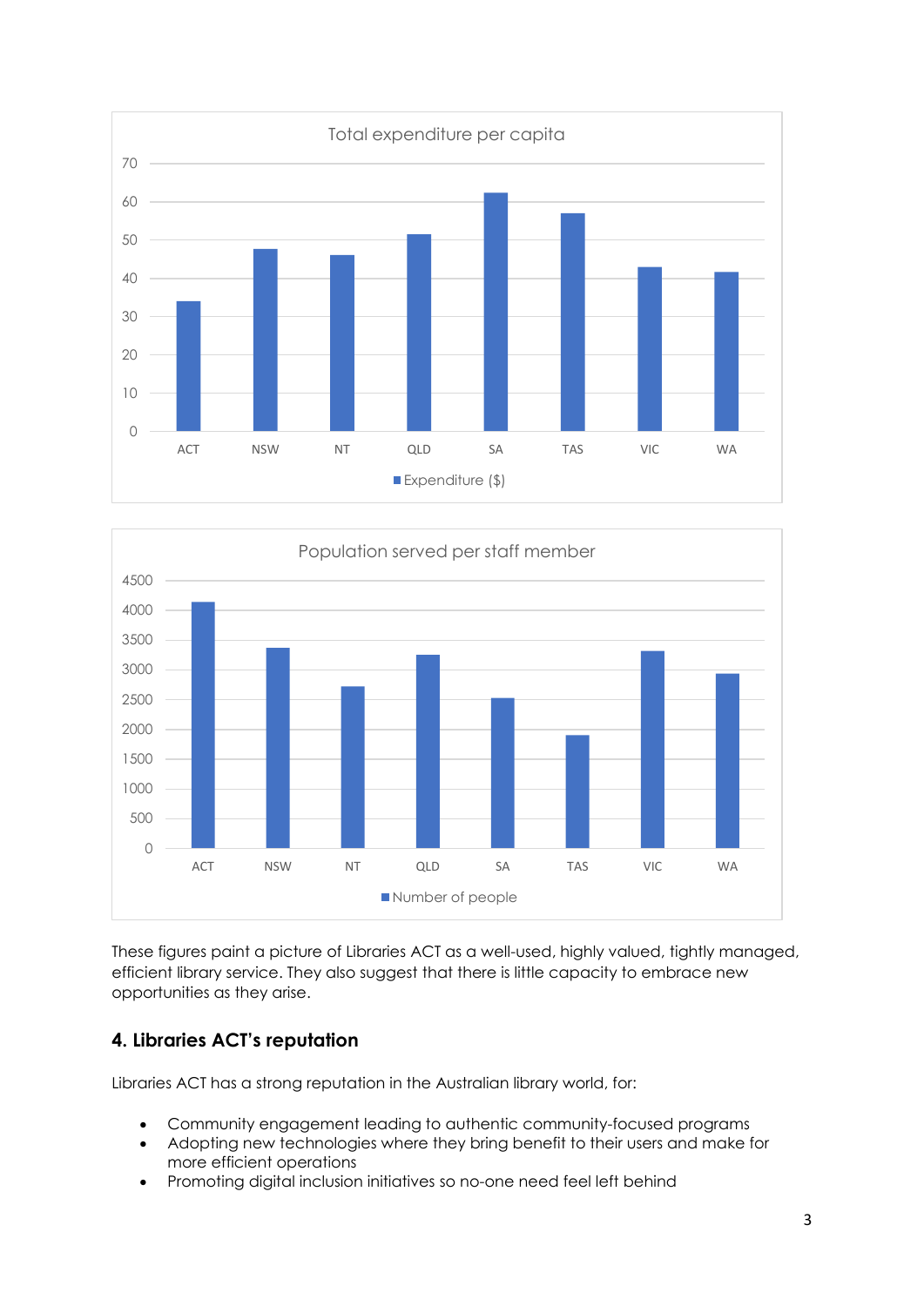Total expenditure per capita

| | ACT | NSW | NT | QLD | SA | TAS | VIC | WA |
|---|---|---|---|---|---|---|---|---|
| Expenditure ($) | 34 | 47.5 | 46 | 51.5 | 62 | 57 | 43 | 41.5 |

Population served per staff member

| | ACT | NSW | NT | QLD | SA | TAS | VIC | WA |
|---|---|---|---|---|---|---|---|---|
| Number of people | 4150 | 3380 | 2720 | 3260 | 2520 | 1900 | 3320 | 2940 |

These figures paint a picture of Libraries ACT as a well-used, highly valued, tightly managed, efficient library service. They also suggest that there is little capacity to embrace new opportunities as they arise.

## 4. Libraries ACT's reputation

Libraries ACT has a strong reputation in the Australian library world, for:

- Community engagement leading to authentic community-focused programs
- Adopting new technologies where they bring benefit to their users and make for more efficient operations
- Promoting digital inclusion initiatives so no-one need feel left behind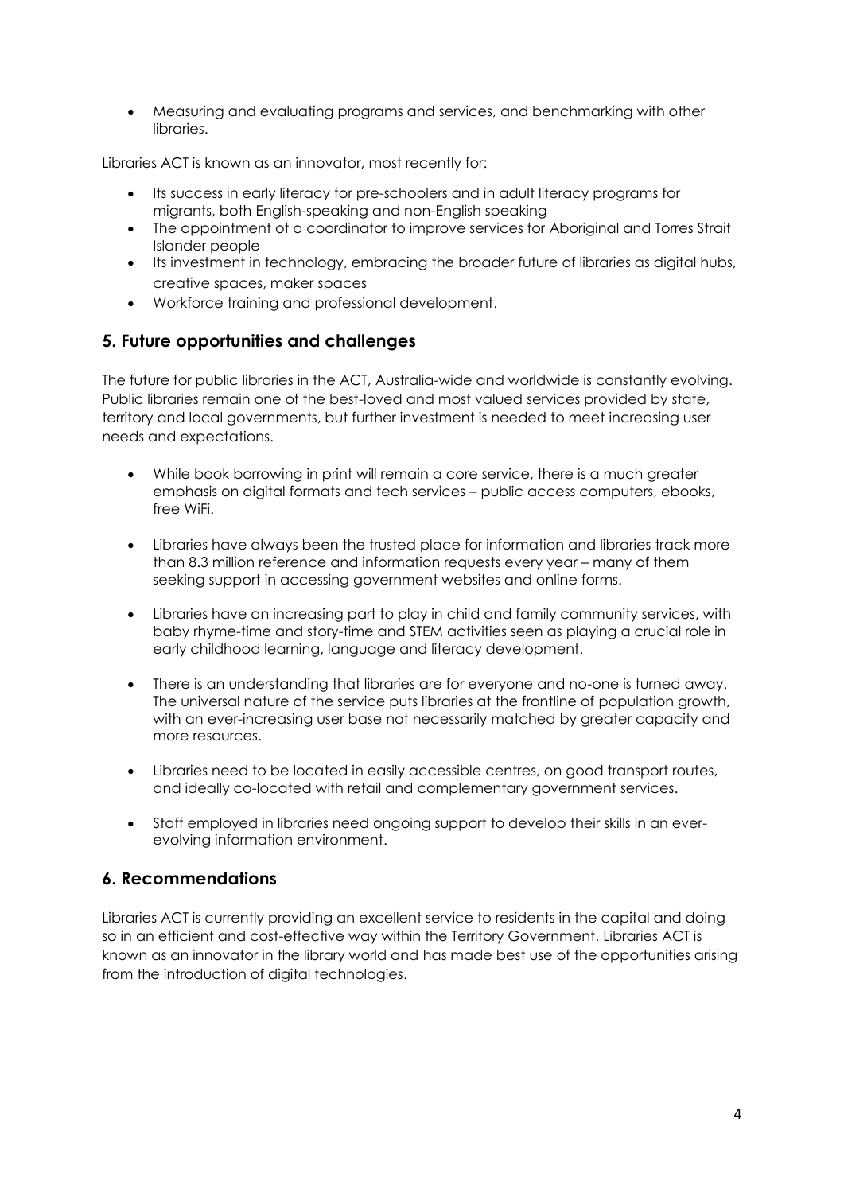- Measuring and evaluating programs and services, and benchmarking with other libraries.

Libraries ACT is known as an innovator, most recently for:

- Its success in early literacy for pre-schoolers and in adult literacy programs for migrants, both English-speaking and non-English speaking
- The appointment of a coordinator to improve services for Aboriginal and Torres Strait Islander people
- Its investment in technology, embracing the broader future of libraries as digital hubs, creative spaces, maker spaces
- Workforce training and professional development.

## 5. Future opportunities and challenges

The future for public libraries in the ACT, Australia-wide and worldwide is constantly evolving. Public libraries remain one of the best-loved and most valued services provided by state, territory and local governments, but further investment is needed to meet increasing user needs and expectations.

- While book borrowing in print will remain a core service, there is a much greater emphasis on digital formats and tech services – public access computers, ebooks, free WiFi.

- Libraries have always been the trusted place for information and libraries track more than 8.3 million reference and information requests every year – many of them seeking support in accessing government websites and online forms.

- Libraries have an increasing part to play in child and family community services, with baby rhyme-time and story-time and STEM activities seen as playing a crucial role in early childhood learning, language and literacy development.

- There is an understanding that libraries are for everyone and no-one is turned away. The universal nature of the service puts libraries at the frontline of population growth, with an ever-increasing user base not necessarily matched by greater capacity and more resources.

- Libraries need to be located in easily accessible centres, on good transport routes, and ideally co-located with retail and complementary government services.

- Staff employed in libraries need ongoing support to develop their skills in an ever-evolving information environment.

## 6. Recommendations

Libraries ACT is currently providing an excellent service to residents in the capital and doing so in an efficient and cost-effective way within the Territory Government. Libraries ACT is known as an innovator in the library world and has made best use of the opportunities arising from the introduction of digital technologies.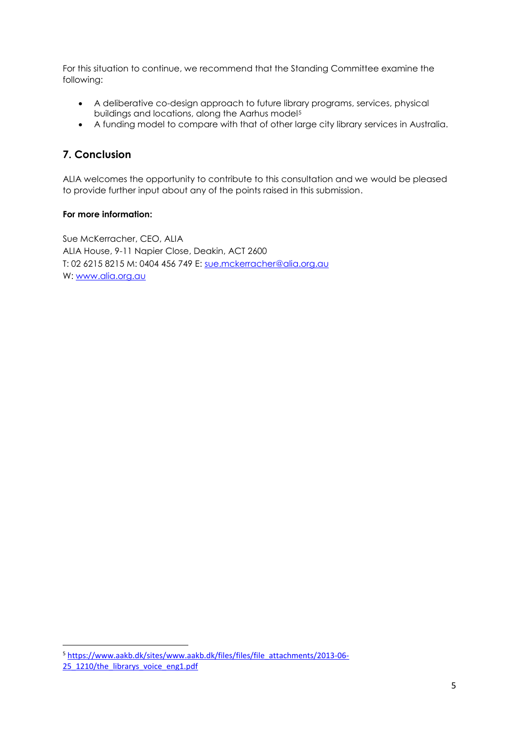For this situation to continue, we recommend that the Standing Committee examine the following:

- A deliberative co-design approach to future library programs, services, physical buildings and locations, along the Aarhus model[5]
- A funding model to compare with that of other large city library services in Australia.

## 7. Conclusion

ALIA welcomes the opportunity to contribute to this consultation and we would be pleased to provide further input about any of the points raised in this submission.

**For more information:**

Sue McKerracher, CEO, ALIA
ALIA House, 9-11 Napier Close, Deakin, ACT 2600
T: 02 6215 8215 M: 0404 456 749 E: sue.mckerracher@alia.org.au
W: www.alia.org.au

---

[5] https://www.aakb.dk/sites/www.aakb.dk/files/files/file_attachments/2013-06-25_1210/the_librarys_voice_eng1.pdf